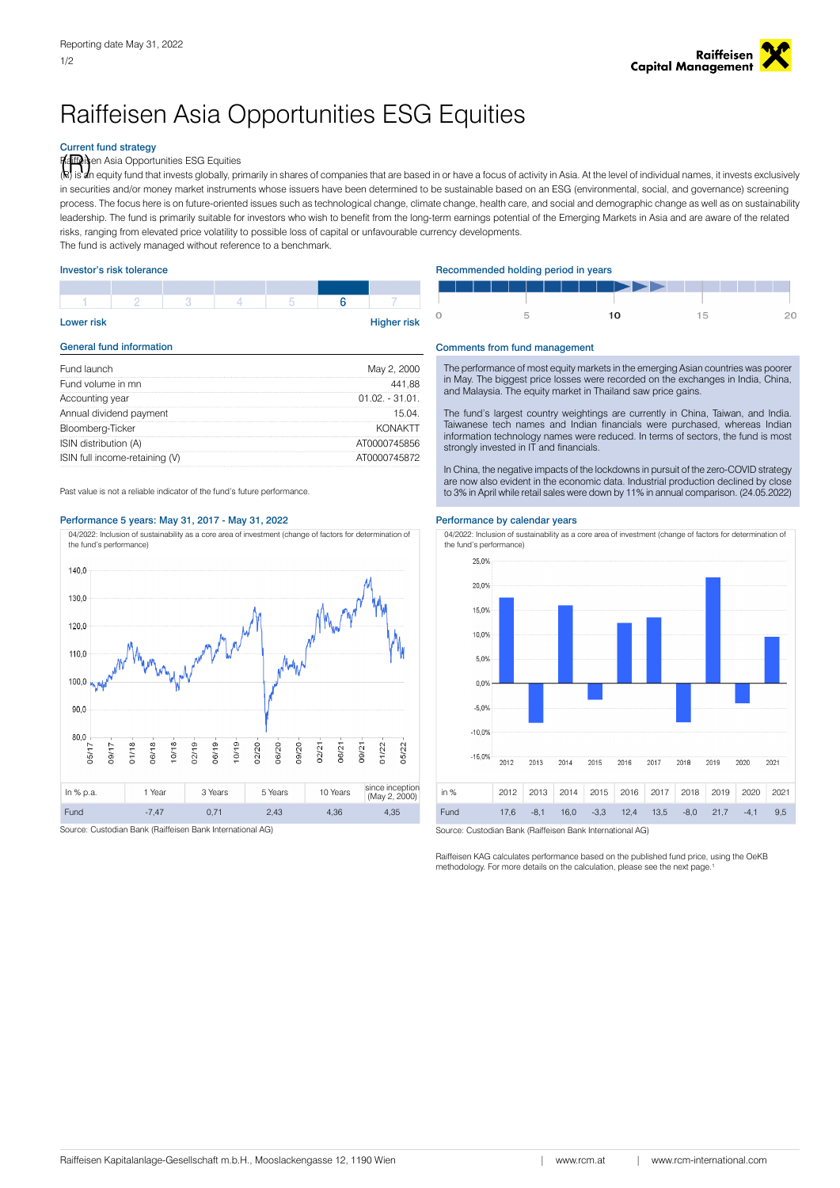# Raiffeisen Asia Opportunities ESG Equities

## Current fund strategy

Raiffeisen Asia Opportunities ESG Equities (R) is an equity fund that invests globally, primarily in shares of companies that are based in or have a focus of activity in Asia. At the level of individual names, it invests exclusively in securities and/or money market instruments whose issuers have been determined to be sustainable based on an ESG (environmental, social, and governance) screening process. The focus here is on future-oriented issues such as technological change, climate change, health care, and social and demographic change as well as on sustainability leadership. The fund is primarily suitable for investors who wish to benefit from the long-term earnings potential of the Emerging Markets in Asia and are aware of the related risks, ranging from elevated price volatility to possible loss of capital or unfavourable currency developments.
The fund is actively managed without reference to a benchmark.

## Investor's risk tolerance

| 1 | 2 | 3 | 4 | 5 | **6** | 7 |
|---|---|---|---|---|---|---|

Lower risk — Higher risk

## Recommended holding period in years

0 — 5 — **10** — 15 — 20

## General fund information

| | |
|---|---|
| Fund launch | May 2, 2000 |
| Fund volume in mn | 441,88 |
| Accounting year | 01.02. - 31.01. |
| Annual dividend payment | 15.04. |
| Bloomberg-Ticker | KONAKTT |
| ISIN distribution (A) | AT0000745856 |
| ISIN full income-retaining (V) | AT0000745872 |

Past value is not a reliable indicator of the fund's future performance.

## Comments from fund management

The performance of most equity markets in the emerging Asian countries was poorer in May. The biggest price losses were recorded on the exchanges in India, China, and Malaysia. The equity market in Thailand saw price gains.

The fund's largest country weightings are currently in China, Taiwan, and India. Taiwanese tech names and Indian financials were purchased, whereas Indian information technology names were reduced. In terms of sectors, the fund is most strongly invested in IT and financials.

In China, the negative impacts of the lockdowns in pursuit of the zero-COVID strategy are now also evident in the economic data. Industrial production declined by close to 3% in April while retail sales were down by 11% in annual comparison. (24.05.2022)

## Performance 5 years: May 31, 2017 - May 31, 2022

04/2022: Inclusion of sustainability as a core area of investment (change of factors for determination of the fund's performance)

| In % p.a. | 1 Year | 3 Years | 5 Years | 10 Years | since inception (May 2, 2000) |
|---|---|---|---|---|---|
| Fund | -7,47 | 0,71 | 2,43 | 4,36 | 4,35 |

Source: Custodian Bank (Raiffeisen Bank International AG)

## Performance by calendar years

04/2022: Inclusion of sustainability as a core area of investment (change of factors for determination of the fund's performance)

| in % | 2012 | 2013 | 2014 | 2015 | 2016 | 2017 | 2018 | 2019 | 2020 | 2021 |
|---|---|---|---|---|---|---|---|---|---|---|
| Fund | 17,6 | -8,1 | 16,0 | -3,3 | 12,4 | 13,5 | -8,0 | 21,7 | -4,1 | 9,5 |

Source: Custodian Bank (Raiffeisen Bank International AG)

Raiffeisen KAG calculates performance based on the published fund price, using the OeKB methodology. For more details on the calculation, please see the next page.[1]

Raiffeisen Kapitalanlage-Gesellschaft m.b.H., Mooslackengasse 12, 1190 Wien | www.rcm.at | www.rcm-international.com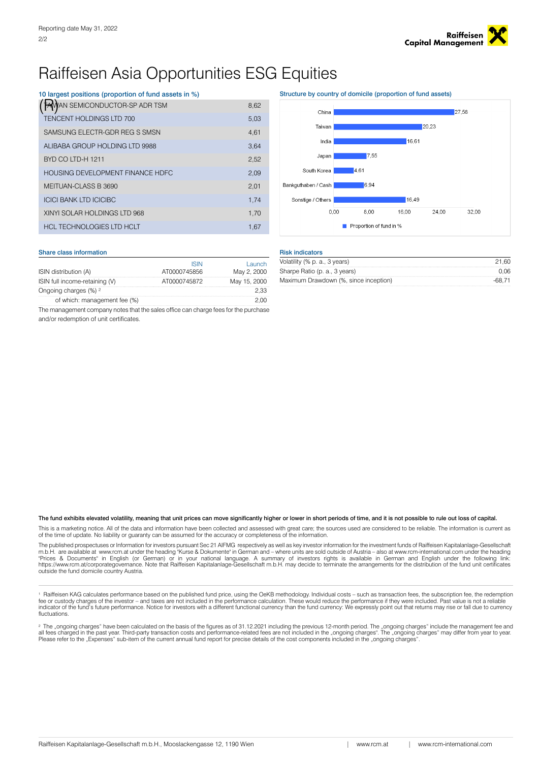# Raiffeisen Asia Opportunities ESG Equities

## 10 largest positions (proportion of fund assets in %)

| | |
|---|---|
| TAIWAN SEMICONDUCTOR-SP ADR TSM | 8,62 |
| TENCENT HOLDINGS LTD 700 | 5,03 |
| SAMSUNG ELECTR-GDR REG S SMSN | 4,61 |
| ALIBABA GROUP HOLDING LTD 9988 | 3,64 |
| BYD CO LTD-H 1211 | 2,52 |
| HOUSING DEVELOPMENT FINANCE HDFC | 2,09 |
| MEITUAN-CLASS B 3690 | 2,01 |
| ICICI BANK LTD ICICIBC | 1,74 |
| XINYI SOLAR HOLDINGS LTD 968 | 1,70 |
| HCL TECHNOLOGIES LTD HCLT | 1,67 |

## Structure by country of domicile (proportion of fund assets)

China 27,58
Taiwan 20,23
India 16,61
Japan 7,55
South Korea 4,61
Bankguthaben / Cash 6,94
Sonstige / Others 16,49

0,00 8,00 16,00 24,00 32,00

Proportion of fund in %

## Share class information

| | ISIN | Launch |
|---|---|---|
| ISIN distribution (A) | AT0000745856 | May 2, 2000 |
| ISIN full income-retaining (V) | AT0000745872 | May 15, 2000 |
| Ongoing charges (%) [2] | | 2,33 |
| of which: management fee (%) | | 2,00 |

The management company notes that the sales office can charge fees for the purchase and/or redemption of unit certificates.

## Risk indicators

| | |
|---|---|
| Volatility (% p. a., 3 years) | 21,60 |
| Sharpe Ratio (p. a., 3 years) | 0,06 |
| Maximum Drawdown (%, since inception) | -68,71 |

**The fund exhibits elevated volatility, meaning that unit prices can move significantly higher or lower in short periods of time, and it is not possible to rule out loss of capital.**

This is a marketing notice. All of the data and information have been collected and assessed with great care; the sources used are considered to be reliable. The information is current as of the time of update. No liability or guaranty can be assumed for the accuracy or completeness of the information.

The published prospectuses or Information for investors pursuant Sec 21 AIFMG respectively as well as key investor information for the investment funds of Raiffeisen Kapitalanlage-Gesellschaft m.b.H. are available at www.rcm.at under the heading "Kurse & Dokumente" in German and – where units are sold outside of Austria – also at www.rcm-international.com under the heading "Prices & Documents" in English (or German) or in your national language. A summary of investors rights is available in German and English under the following link: https://www.rcm.at/corporategovernance. Note that Raiffeisen Kapitalanlage-Gesellschaft m.b.H. may decide to terminate the arrangements for the distribution of the fund unit certificates outside the fund domicile country Austria.

[1] Raiffeisen KAG calculates performance based on the published fund price, using the OeKB methodology. Individual costs – such as transaction fees, the subscription fee, the redemption fee or custody charges of the investor – and taxes are not included in the performance calculation. These would reduce the performance if they were included. Past value is not a reliable indicator of the fund's future performance. Notice for investors with a different functional currency than the fund currency: We expressly point out that returns may rise or fall due to currency fluctuations.

[2] The „ongoing charges" have been calculated on the basis of the figures as of 31.12.2021 including the previous 12-month period. The „ongoing charges" include the management fee and all fees charged in the past year. Third-party transaction costs and performance-related fees are not included in the „ongoing charges". The „ongoing charges" may differ from year to year. Please refer to the „Expenses" sub-item of the current annual fund report for precise details of the cost components included in the „ongoing charges".